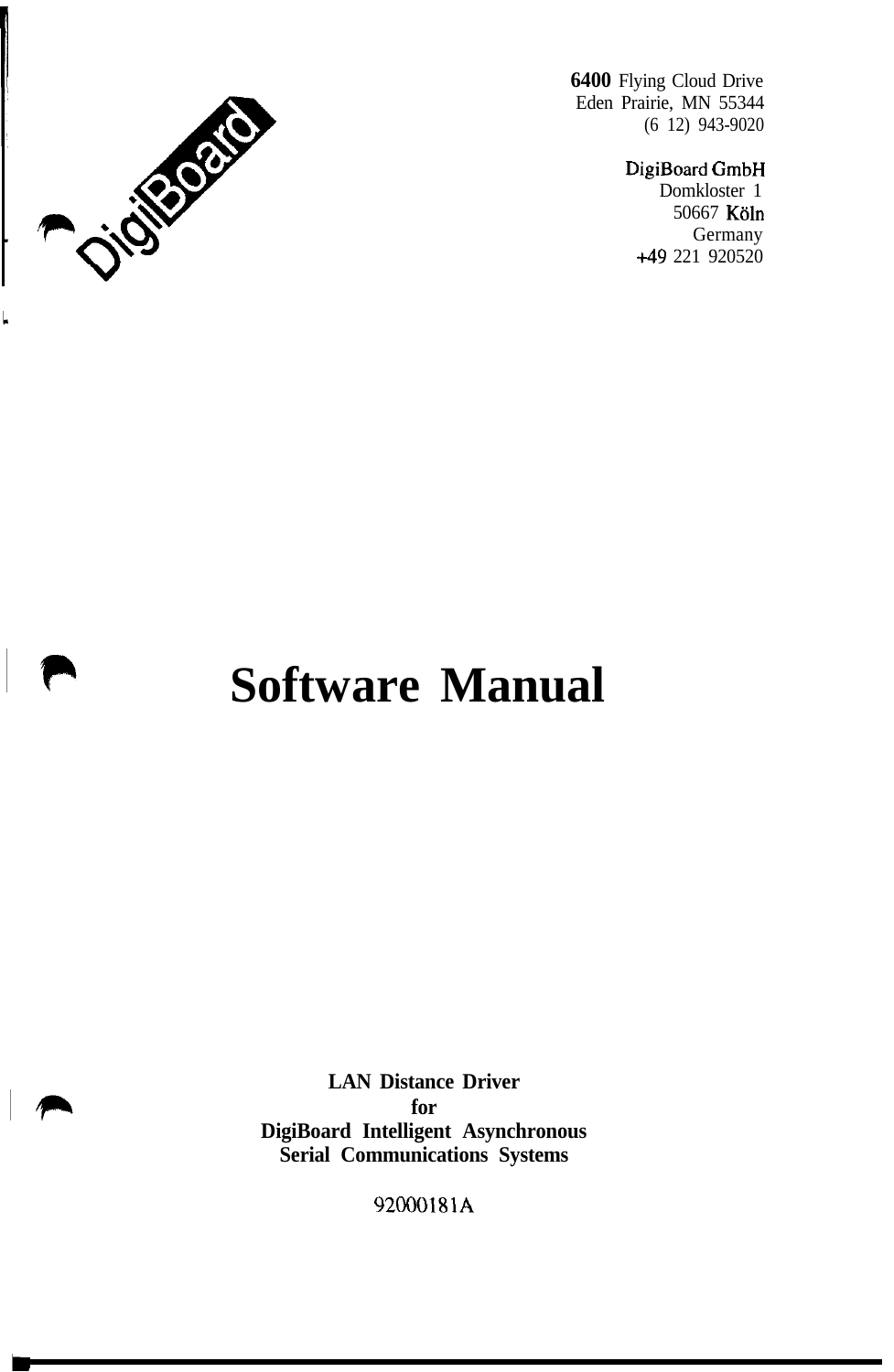DigiBoard

**6400** Flying Cloud Drive
Eden Prairie, MN 55344
(6 12) 943-9020

DigiBoard GmbH
Domkloster 1
50667 Köln
Germany
+49 221 920520

# Software Manual

**LAN Distance Driver**
**for**
**DigiBoard Intelligent Asynchronous**
**Serial Communications Systems**

92000181A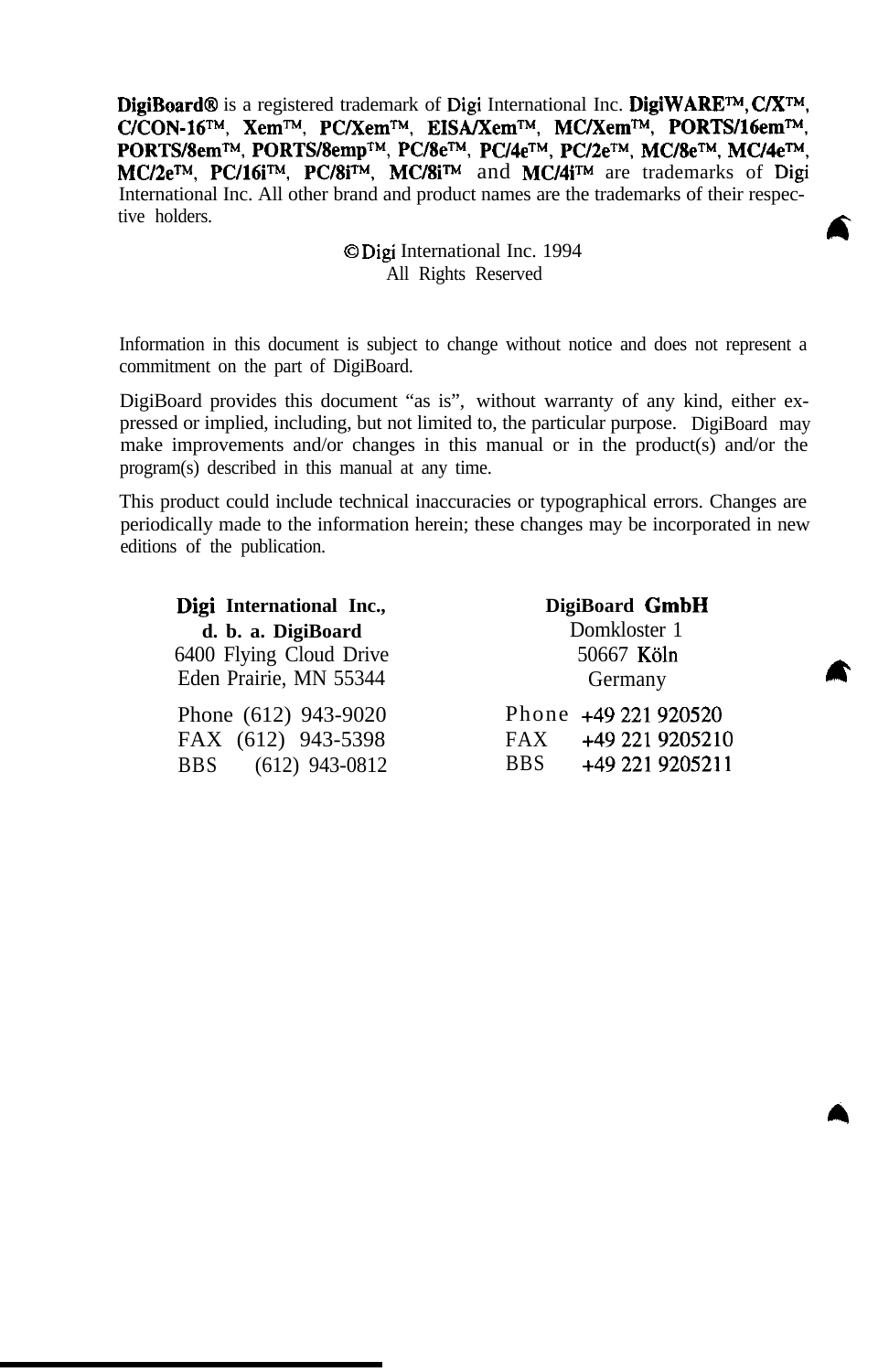**DigiBoard®** is a registered trademark of Digi International Inc. **DigiWARE™, C/X™, C/CON-16™, Xem™, PC/Xem™, EISA/Xem™, MC/Xem™, PORTS/16em™, PORTS/8em™, PORTS/8emp™, PC/8e™, PC/4e™, PC/2e™, MC/8e™, MC/4e™, MC/2e™, PC/16i™, PC/8i™, MC/8i™** and **MC/4i™** are trademarks of Digi International Inc. All other brand and product names are the trademarks of their respective holders.

© Digi International Inc. 1994
All Rights Reserved

Information in this document is subject to change without notice and does not represent a commitment on the part of DigiBoard.

DigiBoard provides this document "as is", without warranty of any kind, either expressed or implied, including, but not limited to, the particular purpose. DigiBoard may make improvements and/or changes in this manual or in the product(s) and/or the program(s) described in this manual at any time.

This product could include technical inaccuracies or typographical errors. Changes are periodically made to the information herein; these changes may be incorporated in new editions of the publication.

**Digi International Inc.,**
**d. b. a. DigiBoard**
6400 Flying Cloud Drive
Eden Prairie, MN 55344

Phone (612) 943-9020
FAX (612) 943-5398
BBS (612) 943-0812

**DigiBoard GmbH**
Domkloster 1
50667 Köln
Germany

Phone +49 221 920520
FAX +49 221 9205210
BBS +49 221 9205211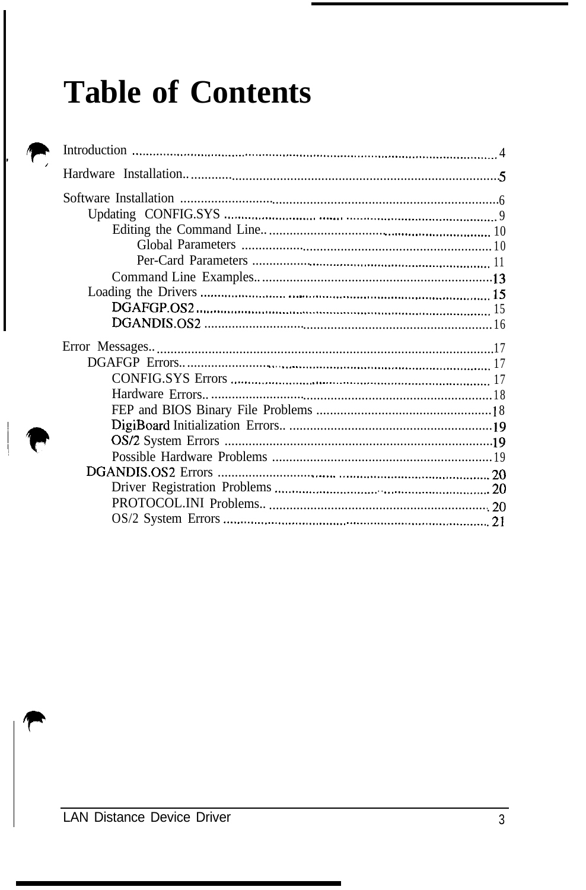# Table of Contents

- Introduction .......... 4
- Hardware Installation.......... 5
- Software Installation .......... 6
  - Updating CONFIG.SYS .......... 9
    - Editing the Command Line.......... 10
      - Global Parameters .......... 10
      - Per-Card Parameters .......... 11
    - Command Line Examples.......... 13
  - Loading the Drivers .......... 15
    - DGAFGP.OS2 .......... 15
    - DGANDIS.OS2 .......... 16
- Error Messages.......... 17
  - DGAFGP Errors.......... 17
    - CONFIG.SYS Errors .......... 17
    - Hardware Errors.......... 18
    - FEP and BIOS Binary File Problems .......... 18
    - DigiBoard Initialization Errors.......... 19
    - OS/2 System Errors .......... 19
    - Possible Hardware Problems .......... 19
  - DGANDIS.OS2 Errors .......... 20
    - Driver Registration Problems .......... 20
    - PROTOCOL.INI Problems.......... 20
    - OS/2 System Errors .......... 21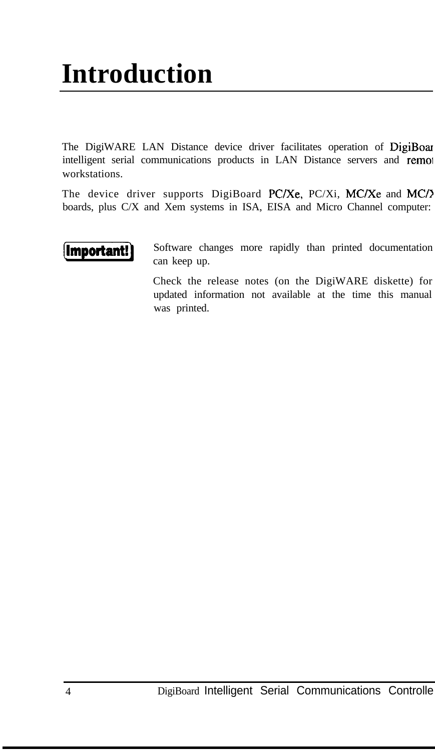# Introduction

The DigiWARE LAN Distance device driver facilitates operation of DigiBoard intelligent serial communications products in LAN Distance servers and remote workstations.

The device driver supports DigiBoard PC/Xe, PC/Xi, MC/Xe and MC/X boards, plus C/X and Xem systems in ISA, EISA and Micro Channel computers.

**Important!** Software changes more rapidly than printed documentation can keep up.

Check the release notes (on the DigiWARE diskette) for updated information not available at the time this manual was printed.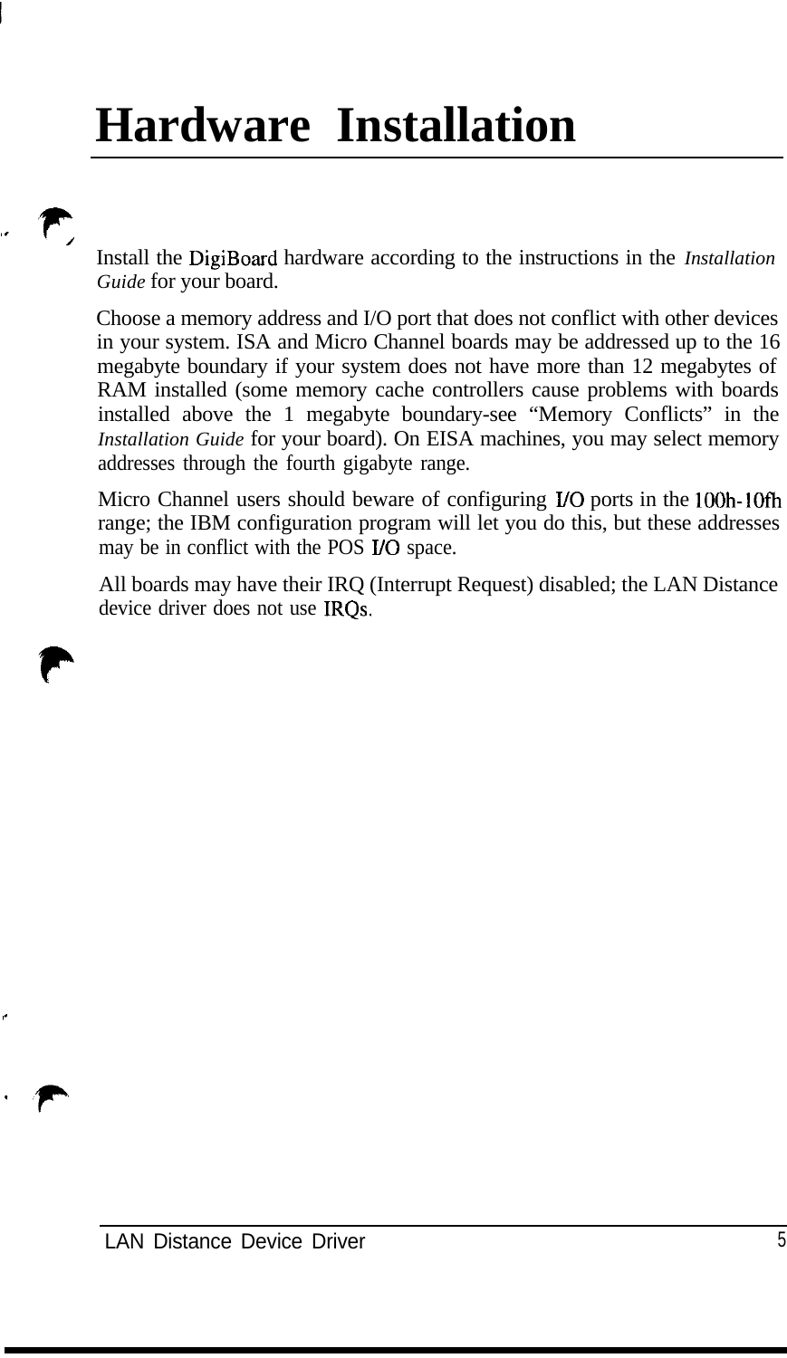# Hardware Installation

Install the DigiBoard hardware according to the instructions in the *Installation Guide* for your board.

Choose a memory address and I/O port that does not conflict with other devices in your system. ISA and Micro Channel boards may be addressed up to the 16 megabyte boundary if your system does not have more than 12 megabytes of RAM installed (some memory cache controllers cause problems with boards installed above the 1 megabyte boundary-see "Memory Conflicts" in the *Installation Guide* for your board). On EISA machines, you may select memory addresses through the fourth gigabyte range.

Micro Channel users should beware of configuring I/O ports in the 100h-10fh range; the IBM configuration program will let you do this, but these addresses may be in conflict with the POS I/O space.

All boards may have their IRQ (Interrupt Request) disabled; the LAN Distance device driver does not use IRQs.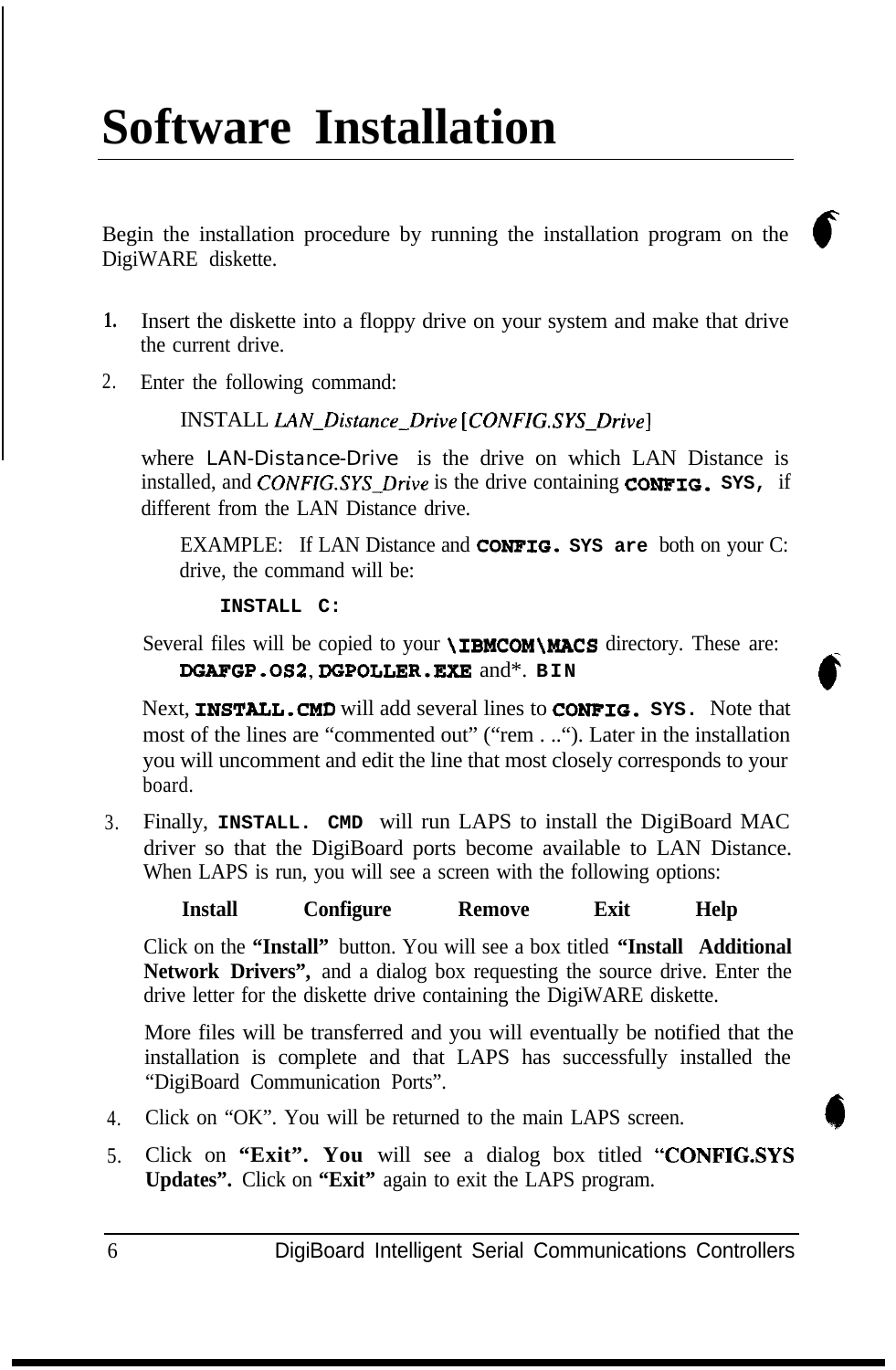# Software Installation

Begin the installation procedure by running the installation program on the DigiWARE diskette.

1. Insert the diskette into a floppy drive on your system and make that drive the current drive.
2. Enter the following command:

   INSTALL *LAN_Distance_Drive* [*CONFIG.SYS_Drive*]

   where LAN-Distance-Drive is the drive on which LAN Distance is installed, and *CONFIG.SYS_Drive* is the drive containing **CONFIG. SYS,** if different from the LAN Distance drive.

   EXAMPLE: If LAN Distance and **CONFIG. SYS are** both on your C: drive, the command will be:

   **INSTALL C:**

   Several files will be copied to your **\IBMCOM\MACS** directory. These are: **DGAFGP.OS2**, **DGPOLLER.EXE** and*. **BIN**

   Next, **INSTALL.CMD** will add several lines to **CONFIG. SYS.** Note that most of the lines are "commented out" ("rem . .."). Later in the installation you will uncomment and edit the line that most closely corresponds to your board.

3. Finally, **INSTALL. CMD** will run LAPS to install the DigiBoard MAC driver so that the DigiBoard ports become available to LAN Distance. When LAPS is run, you will see a screen with the following options:

   **Install Configure Remove Exit Help**

   Click on the **"Install"** button. You will see a box titled **"Install Additional Network Drivers",** and a dialog box requesting the source drive. Enter the drive letter for the diskette drive containing the DigiWARE diskette.

   More files will be transferred and you will eventually be notified that the installation is complete and that LAPS has successfully installed the "DigiBoard Communication Ports".

4. Click on "OK". You will be returned to the main LAPS screen.
5. Click on **"Exit". You** will see a dialog box titled "**CONFIG.SYS Updates".** Click on **"Exit"** again to exit the LAPS program.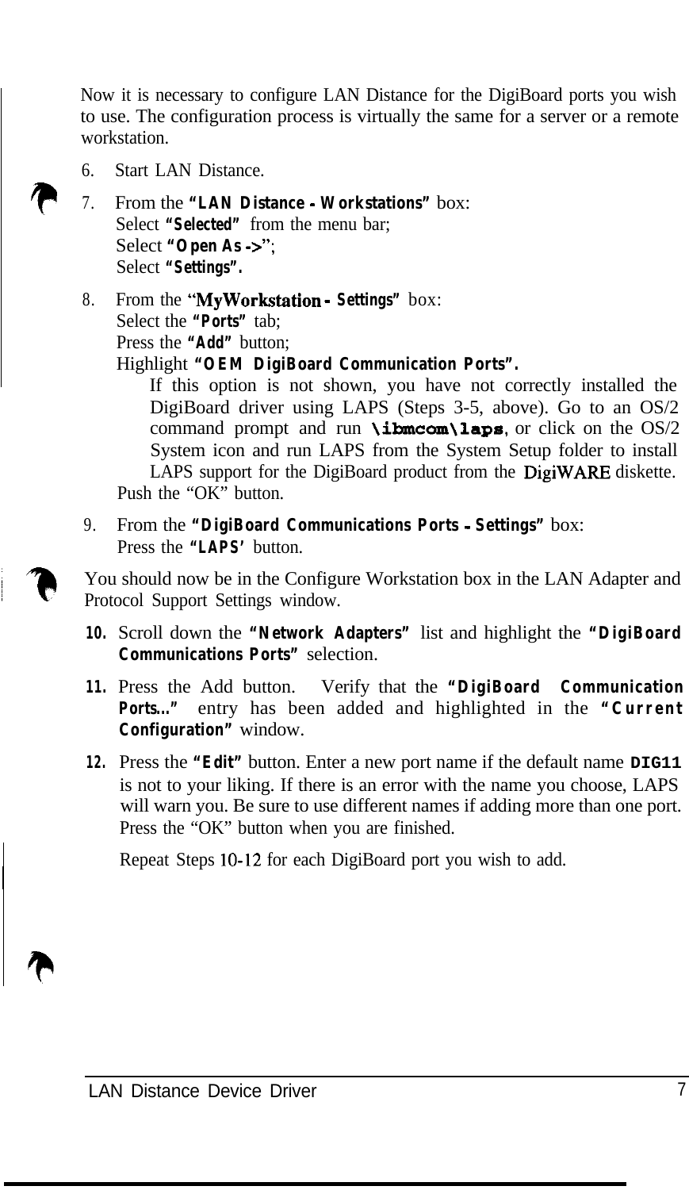Now it is necessary to configure LAN Distance for the DigiBoard ports you wish to use. The configuration process is virtually the same for a server or a remote workstation.

6. Start LAN Distance.
7. From the **"LAN Distance - Workstations"** box:
   Select **"Selected"** from the menu bar;
   Select **"Open As ->"**;
   Select **"Settings".**
8. From the **"MyWorkstation - Settings"** box:
   Select the **"Ports"** tab;
   Press the **"Add"** button;
   Highlight **"OEM DigiBoard Communication Ports".**
   
   If this option is not shown, you have not correctly installed the DigiBoard driver using LAPS (Steps 3-5, above). Go to an OS/2 command prompt and run **\ibmcom\laps**, or click on the OS/2 System icon and run LAPS from the System Setup folder to install LAPS support for the DigiBoard product from the DigiWARE diskette.
   
   Push the "OK" button.
9. From the **"DigiBoard Communications Ports - Settings"** box:
   Press the **"LAPS'** button.

You should now be in the Configure Workstation box in the LAN Adapter and Protocol Support Settings window.

10. Scroll down the **"Network Adapters"** list and highlight the **"DigiBoard Communications Ports"** selection.
11. Press the Add button. Verify that the **"DigiBoard Communication Ports..."** entry has been added and highlighted in the **"Current Configuration"** window.
12. Press the **"Edit"** button. Enter a new port name if the default name **DIG11** is not to your liking. If there is an error with the name you choose, LAPS will warn you. Be sure to use different names if adding more than one port. Press the "OK" button when you are finished.

Repeat Steps 10-12 for each DigiBoard port you wish to add.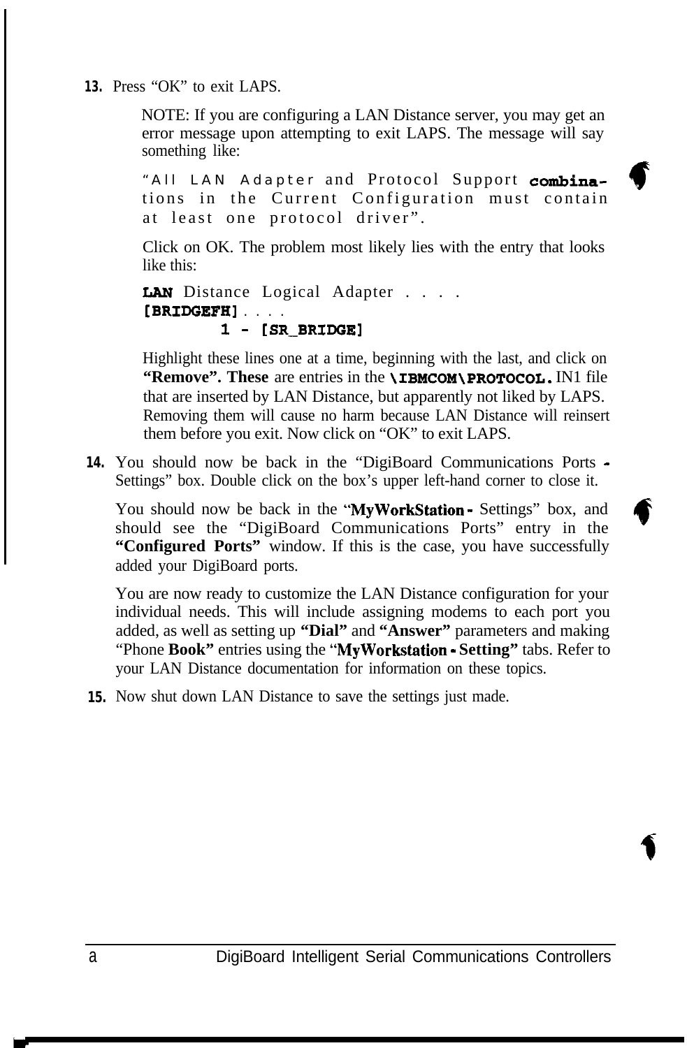13. Press “OK” to exit LAPS.

    NOTE: If you are configuring a LAN Distance server, you may get an error message upon attempting to exit LAPS. The message will say something like:

    “All LAN Adapter and Protocol Support combinations in the Current Configuration must contain at least one protocol driver”.

    Click on OK. The problem most likely lies with the entry that looks like this:

    ```
    LAN Distance Logical Adapter . . . .
    [BRIDGEFH] . . . .
            1 - [SR_BRIDGE]
    ```

    Highlight these lines one at a time, beginning with the last, and click on **“Remove”. These** are entries in the **\IBMCOM\PROTOCOL.**IN1 file that are inserted by LAN Distance, but apparently not liked by LAPS. Removing them will cause no harm because LAN Distance will reinsert them before you exit. Now click on “OK” to exit LAPS.

14. You should now be back in the “DigiBoard Communications Ports - Settings” box. Double click on the box’s upper left-hand corner to close it.

    You should now be back in the “**MyWorkStation -** Settings” box, and should see the “DigiBoard Communications Ports” entry in the **“Configured Ports”** window. If this is the case, you have successfully added your DigiBoard ports.

    You are now ready to customize the LAN Distance configuration for your individual needs. This will include assigning modems to each port you added, as well as setting up **“Dial”** and **“Answer”** parameters and making “Phone **Book”** entries using the “**MyWorkstation - Setting”** tabs. Refer to your LAN Distance documentation for information on these topics.

15. Now shut down LAN Distance to save the settings just made.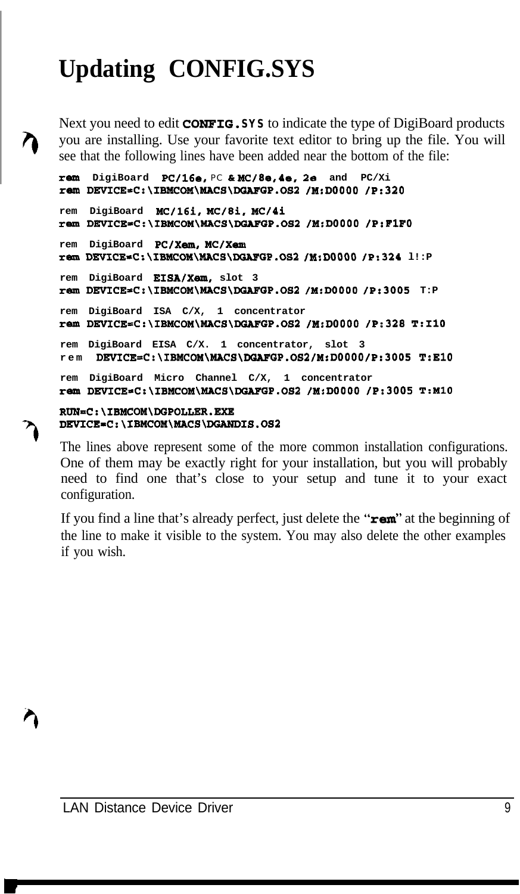# Updating CONFIG.SYS

Next you need to edit **CONFIG.SYS** to indicate the type of DigiBoard products you are installing. Use your favorite text editor to bring up the file. You will see that the following lines have been added near the bottom of the file:

```
rem  DigiBoard  PC/16e, PC & MC/8e,4e, 2e  and  PC/Xi
rem DEVICE=C:\IBMCOM\MACS\DGAFGP.OS2 /M:D0000 /P:320

rem  DigiBoard  MC/16i, MC/8i, MC/4i
rem DEVICE=C:\IBMCOM\MACS\DGAFGP.OS2 /M:D0000 /P:F1F0

rem  DigiBoard  PC/Xem, MC/Xem
rem DEVICE=C:\IBMCOM\MACS\DGAFGP.OS2 /M:D0000 /P:324 l!:P

rem  DigiBoard  EISA/Xem, slot 3
rem DEVICE=C:\IBMCOM\MACS\DGAFGP.OS2 /M:D0000 /P:3005  T:P

rem  DigiBoard  ISA  C/X,  1  concentrator
rem DEVICE=C:\IBMCOM\MACS\DGAFGP.OS2 /M:D0000 /P:328 T:I10

rem  DigiBoard  EISA  C/X.  1  concentrator,  slot  3
rem  DEVICE=C:\IBMCOM\MACS\DGAFGP.OS2/M:D0000/P:3005  T:E10

rem  DigiBoard  Micro  Channel  C/X,  1  concentrator
rem DEVICE=C:\IBMCOM\MACS\DGAFGP.OS2 /M:D0000 /P:3005 T:M10

RUN=C:\IBMCOM\DGPOLLER.EXE
DEVICE=C:\IBMCOM\MACS\DGANDIS.OS2
```

The lines above represent some of the more common installation configurations. One of them may be exactly right for your installation, but you will probably need to find one that's close to your setup and tune it to your exact configuration.

If you find a line that's already perfect, just delete the "**rem**" at the beginning of the line to make it visible to the system. You may also delete the other examples if you wish.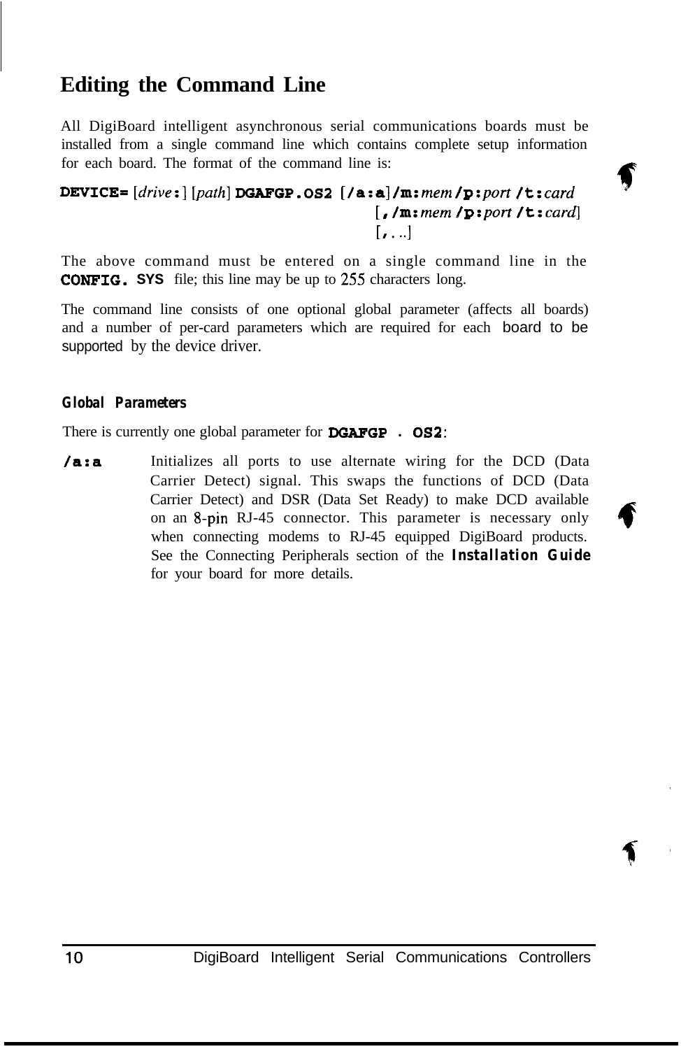# Editing the Command Line

All DigiBoard intelligent asynchronous serial communications boards must be installed from a single command line which contains complete setup information for each board. The format of the command line is:

```
DEVICE= [drive:] [path] DGAFGP.OS2 [/a:a]/m:mem /p:port /t:card
                                   [,/m:mem /p:port /t:card]
                                   [,...]
```

The above command must be entered on a single command line in the **CONFIG. SYS** file; this line may be up to 255 characters long.

The command line consists of one optional global parameter (affects all boards) and a number of per-card parameters which are required for each board to be supported by the device driver.

### *Global Parameters*

There is currently one global parameter for **DGAFGP . OS2**:

**/a:a** Initializes all ports to use alternate wiring for the DCD (Data Carrier Detect) signal. This swaps the functions of DCD (Data Carrier Detect) and DSR (Data Set Ready) to make DCD available on an 8-pin RJ-45 connector. This parameter is necessary only when connecting modems to RJ-45 equipped DigiBoard products. See the Connecting Peripherals section of the ***Installation Guide*** for your board for more details.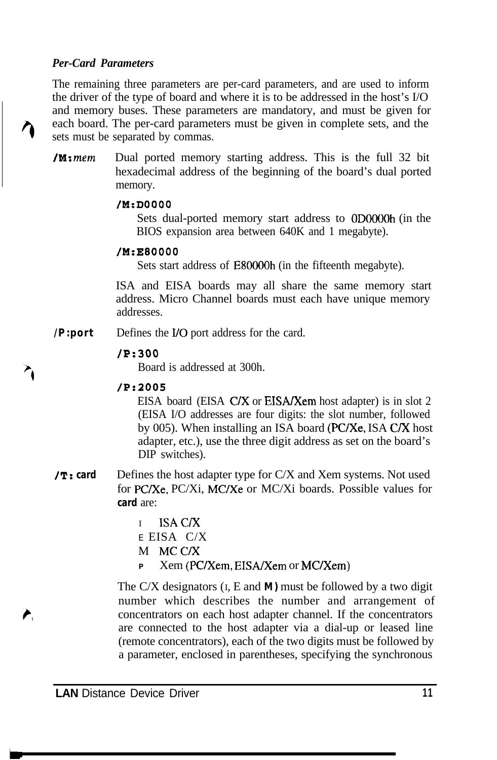*Per-Card Parameters*

The remaining three parameters are per-card parameters, and are used to inform the driver of the type of board and where it is to be addressed in the host's I/O and memory buses. These parameters are mandatory, and must be given for each board. The per-card parameters must be given in complete sets, and the sets must be separated by commas.

**/M:*mem*** Dual ported memory starting address. This is the full 32 bit hexadecimal address of the beginning of the board's dual ported memory.

**/M:D0000**
Sets dual-ported memory start address to 0D0000h (in the BIOS expansion area between 640K and 1 megabyte).

**/M:E80000**
Sets start address of E80000h (in the fifteenth megabyte).

ISA and EISA boards may all share the same memory start address. Micro Channel boards must each have unique memory addresses.

**/P:port** Defines the I/O port address for the card.

**/P:300**
Board is addressed at 300h.

**/P:2005**
EISA board (EISA C/X or EISA/Xem host adapter) is in slot 2 (EISA I/O addresses are four digits: the slot number, followed by 005). When installing an ISA board (PC/Xe, ISA C/X host adapter, etc.), use the three digit address as set on the board's DIP switches).

**/T: card** Defines the host adapter type for C/X and Xem systems. Not used for PC/Xe, PC/Xi, MC/Xe or MC/Xi boards. Possible values for **card** are:

- I ISA C/X
- E EISA C/X
- M MC C/X
- P Xem (PC/Xem, EISA/Xem or MC/Xem)

The C/X designators (I, E and **M**) must be followed by a two digit number which describes the number and arrangement of concentrators on each host adapter channel. If the concentrators are connected to the host adapter via a dial-up or leased line (remote concentrators), each of the two digits must be followed by a parameter, enclosed in parentheses, specifying the synchronous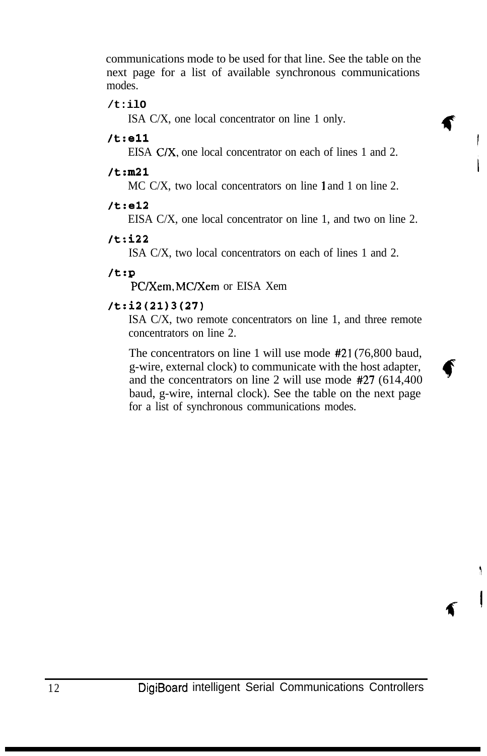communications mode to be used for that line. See the table on the next page for a list of available synchronous communications modes.

**/t:i10**

ISA C/X, one local concentrator on line 1 only.

**/t:e11**

EISA C/X, one local concentrator on each of lines 1 and 2.

**/t:m21**

MC C/X, two local concentrators on line 1 and 1 on line 2.

**/t:e12**

EISA C/X, one local concentrator on line 1, and two on line 2.

**/t:i22**

ISA C/X, two local concentrators on each of lines 1 and 2.

**/t:p**

PC/Xem, MC/Xem or EISA Xem

**/t:i2(21)3(27)**

ISA C/X, two remote concentrators on line 1, and three remote concentrators on line 2.

The concentrators on line 1 will use mode #21 (76,800 baud, g-wire, external clock) to communicate with the host adapter, and the concentrators on line 2 will use mode #27 (614,400 baud, g-wire, internal clock). See the table on the next page for a list of synchronous communications modes.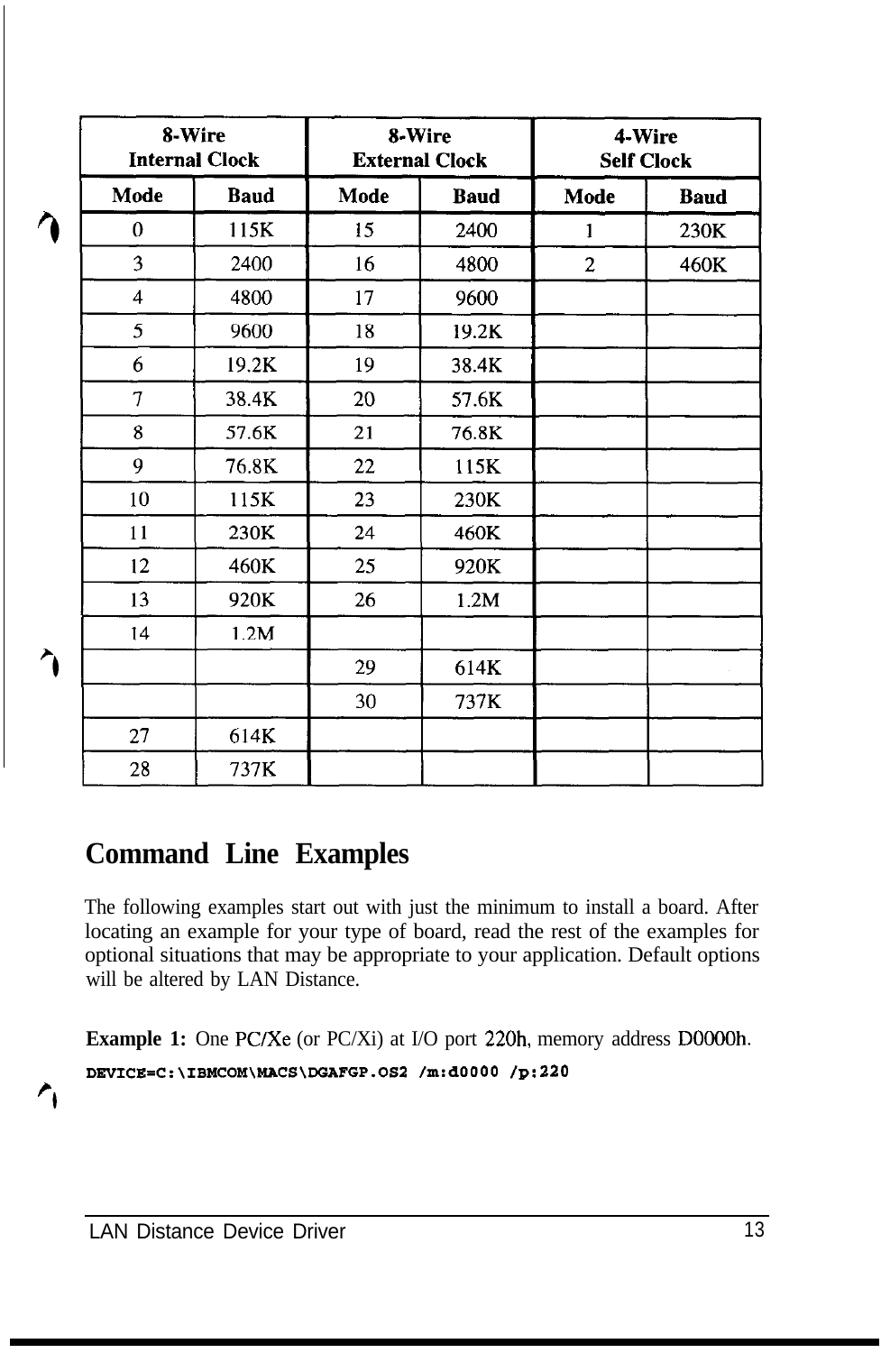| 8-Wire Internal Clock | | 8-Wire External Clock | | 4-Wire Self Clock | |
|---|---|---|---|---|---|
| Mode | Baud | Mode | Baud | Mode | Baud |
| 0 | 115K | 15 | 2400 | 1 | 230K |
| 3 | 2400 | 16 | 4800 | 2 | 460K |
| 4 | 4800 | 17 | 9600 | | |
| 5 | 9600 | 18 | 19.2K | | |
| 6 | 19.2K | 19 | 38.4K | | |
| 7 | 38.4K | 20 | 57.6K | | |
| 8 | 57.6K | 21 | 76.8K | | |
| 9 | 76.8K | 22 | 115K | | |
| 10 | 115K | 23 | 230K | | |
| 11 | 230K | 24 | 460K | | |
| 12 | 460K | 25 | 920K | | |
| 13 | 920K | 26 | 1.2M | | |
| 14 | 1.2M | | | | |
| | | 29 | 614K | | |
| | | 30 | 737K | | |
| 27 | 614K | | | | |
| 28 | 737K | | | | |

## Command Line Examples

The following examples start out with just the minimum to install a board. After locating an example for your type of board, read the rest of the examples for optional situations that may be appropriate to your application. Default options will be altered by LAN Distance.

**Example 1:** One PC/Xe (or PC/Xi) at I/O port 220h, memory address D0000h.

```
DEVICE=C:\IBMCOM\MACS\DGAFGP.OS2 /m:d0000 /p:220
```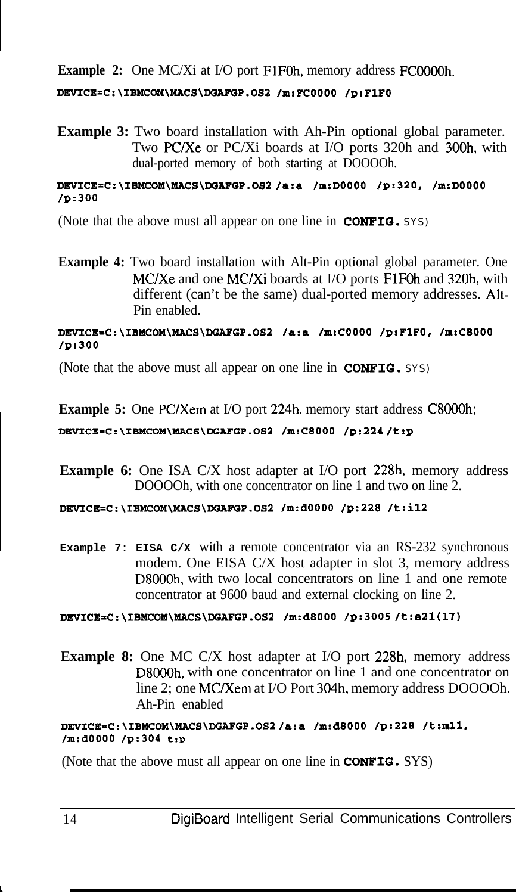**Example 2:** One MC/Xi at I/O port F1F0h, memory address FC0000h.

```
DEVICE=C:\IBMCOM\MACS\DGAFGP.OS2 /m:FC0000 /p:F1F0
```

**Example 3:** Two board installation with Ah-Pin optional global parameter. Two PC/Xe or PC/Xi boards at I/O ports 320h and 300h, with dual-ported memory of both starting at DOOOOh.

```
DEVICE=C:\IBMCOM\MACS\DGAFGP.OS2 /a:a /m:D0000 /p:320, /m:D0000
/p:300
```

(Note that the above must all appear on one line in **CONFIG.** SYS)

**Example 4:** Two board installation with Alt-Pin optional global parameter. One MC/Xe and one MC/Xi boards at I/O ports F1F0h and 320h, with different (can't be the same) dual-ported memory addresses. Alt-Pin enabled.

```
DEVICE=C:\IBMCOM\MACS\DGAFGP.OS2 /a:a /m:C0000 /p:F1F0, /m:C8000
/p:300
```

(Note that the above must all appear on one line in **CONFIG.** SYS)

**Example 5:** One PC/Xem at I/O port 224h, memory start address C8000h;

```
DEVICE=C:\IBMCOM\MACS\DGAFGP.OS2 /m:C8000 /p:224 /t:p
```

**Example 6:** One ISA C/X host adapter at I/O port 228h, memory address DOOOOh, with one concentrator on line 1 and two on line 2.

```
DEVICE=C:\IBMCOM\MACS\DGAFGP.OS2 /m:d0000 /p:228 /t:i12
```

**Example 7: EISA C/X** with a remote concentrator via an RS-232 synchronous modem. One EISA C/X host adapter in slot 3, memory address D8000h, with two local concentrators on line 1 and one remote concentrator at 9600 baud and external clocking on line 2.

```
DEVICE=C:\IBMCOM\MACS\DGAFGP.OS2 /m:d8000 /p:3005 /t:e21(17)
```

**Example 8:** One MC C/X host adapter at I/O port 228h, memory address D8000h, with one concentrator on line 1 and one concentrator on line 2; one MC/Xem at I/O Port 304h, memory address DOOOOh. Ah-Pin enabled

```
DEVICE=C:\IBMCOM\MACS\DGAFGP.OS2 /a:a /m:d8000 /p:228 /t:m11,
/m:d0000 /p:304 t:p
```

(Note that the above must all appear on one line in **CONFIG.** SYS)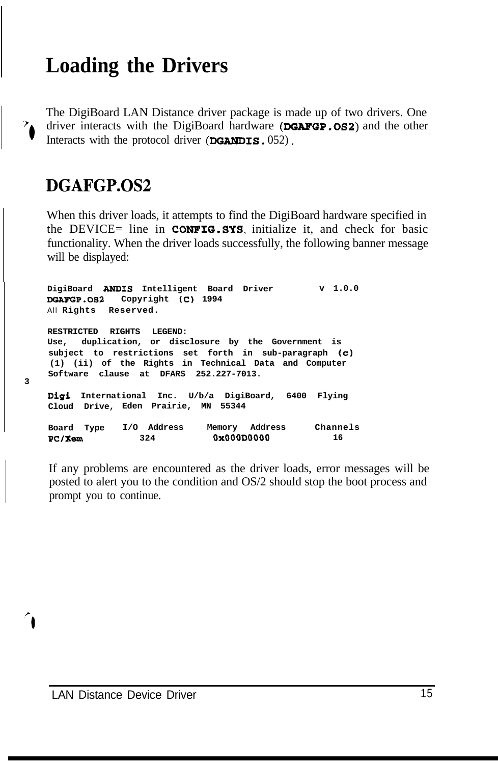# Loading the Drivers

The DigiBoard LAN Distance driver package is made up of two drivers. One driver interacts with the DigiBoard hardware (**DGAFGP.OS2**) and the other Interacts with the protocol driver (**DGANDIS.**052).

## DGAFGP.OS2

When this driver loads, it attempts to find the DigiBoard hardware specified in the DEVICE= line in **CONFIG.SYS**, initialize it, and check for basic functionality. When the driver loads successfully, the following banner message will be displayed:

```
DigiBoard ANDIS Intelligent Board Driver        v 1.0.0
DGAFGP.OS2  Copyright (C) 1994
All Rights  Reserved.

RESTRICTED  RIGHTS  LEGEND:
Use,  duplication, or disclosure by the Government is
subject to restrictions set forth in sub-paragraph (c)
(1) (ii) of the Rights in Technical Data and Computer
Software clause at DFARS 252.227-7013.

Digi International Inc. U/b/a DigiBoard, 6400 Flying
Cloud Drive, Eden Prairie, MN 55344

Board Type   I/O Address    Memory Address     Channels
PC/Xem          324          0x000D0000           16
```

If any problems are encountered as the driver loads, error messages will be posted to alert you to the condition and OS/2 should stop the boot process and prompt you to continue.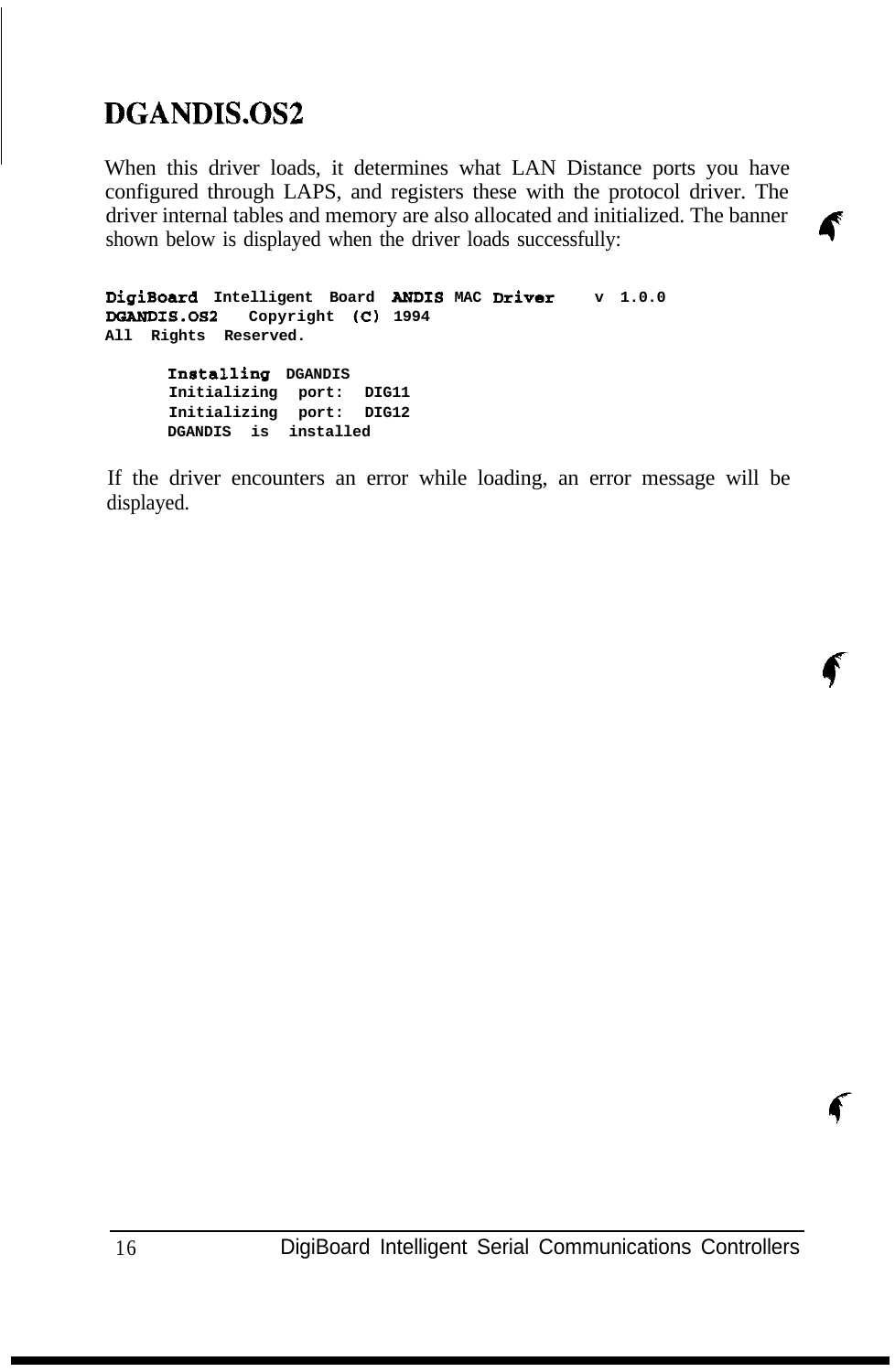## DGANDIS.OS2

When this driver loads, it determines what LAN Distance ports you have configured through LAPS, and registers these with the protocol driver. The driver internal tables and memory are also allocated and initialized. The banner shown below is displayed when the driver loads successfully:

```
DigiBoard Intelligent Board ANDIS MAC Driver    v 1.0.0
DGANDIS.OS2   Copyright (C) 1994
All Rights Reserved.

      Installing DGANDIS
      Initializing port: DIG11
      Initializing port: DIG12
      DGANDIS is installed
```

If the driver encounters an error while loading, an error message will be displayed.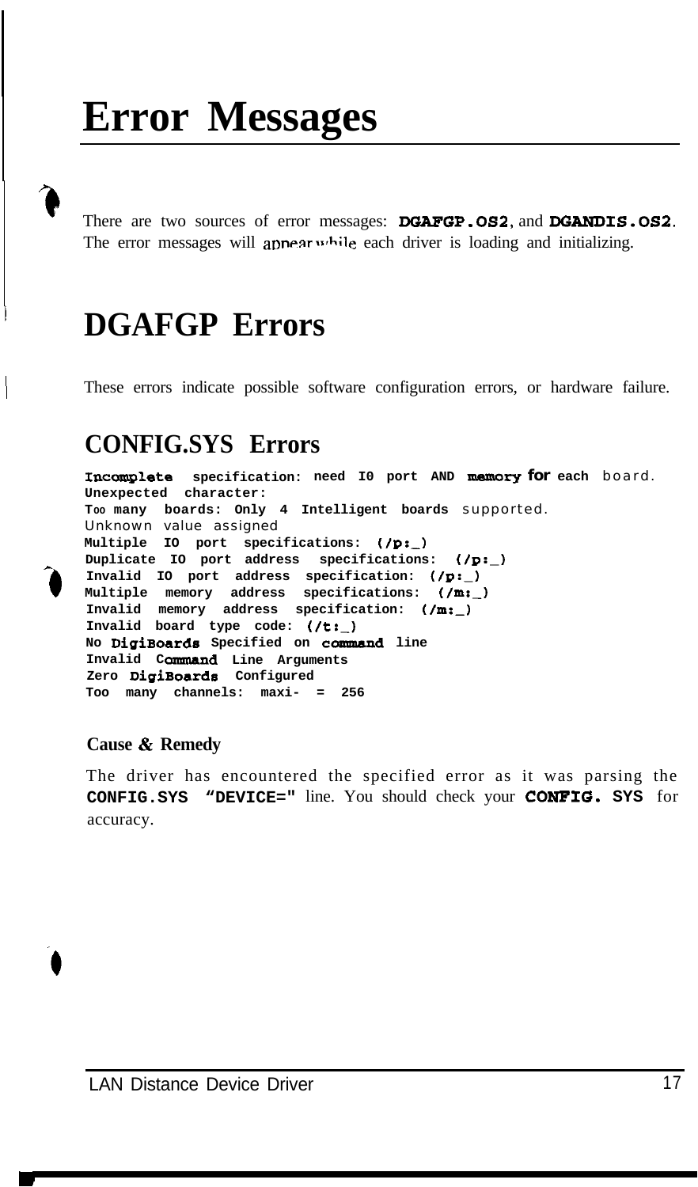# Error Messages

There are two sources of error messages: **DGAFGP.OS2**, and **DGANDIS.OS2**. The error messages will appear while each driver is loading and initializing.

# DGAFGP Errors

These errors indicate possible software configuration errors, or hardware failure.

## CONFIG.SYS Errors

```
Incomplete specification: need IO port AND memory for each board.
Unexpected character:
Too many boards: Only 4 Intelligent boards supported.
Unknown value assigned
Multiple IO port specifications: (/p:_)
Duplicate IO port address specifications: (/p:_)
Invalid IO port address specification: (/p:_)
Multiple memory address specifications: (/m:_)
Invalid memory address specification: (/m:_)
Invalid board type code: (/t:_)
No DigiBoards Specified on command line
Invalid Command Line Arguments
Zero DigiBoards Configured
Too many channels: maxi- = 256
```

### Cause & Remedy

The driver has encountered the specified error as it was parsing the **CONFIG.SYS "DEVICE="** line. You should check your **CONFIG. SYS** for accuracy.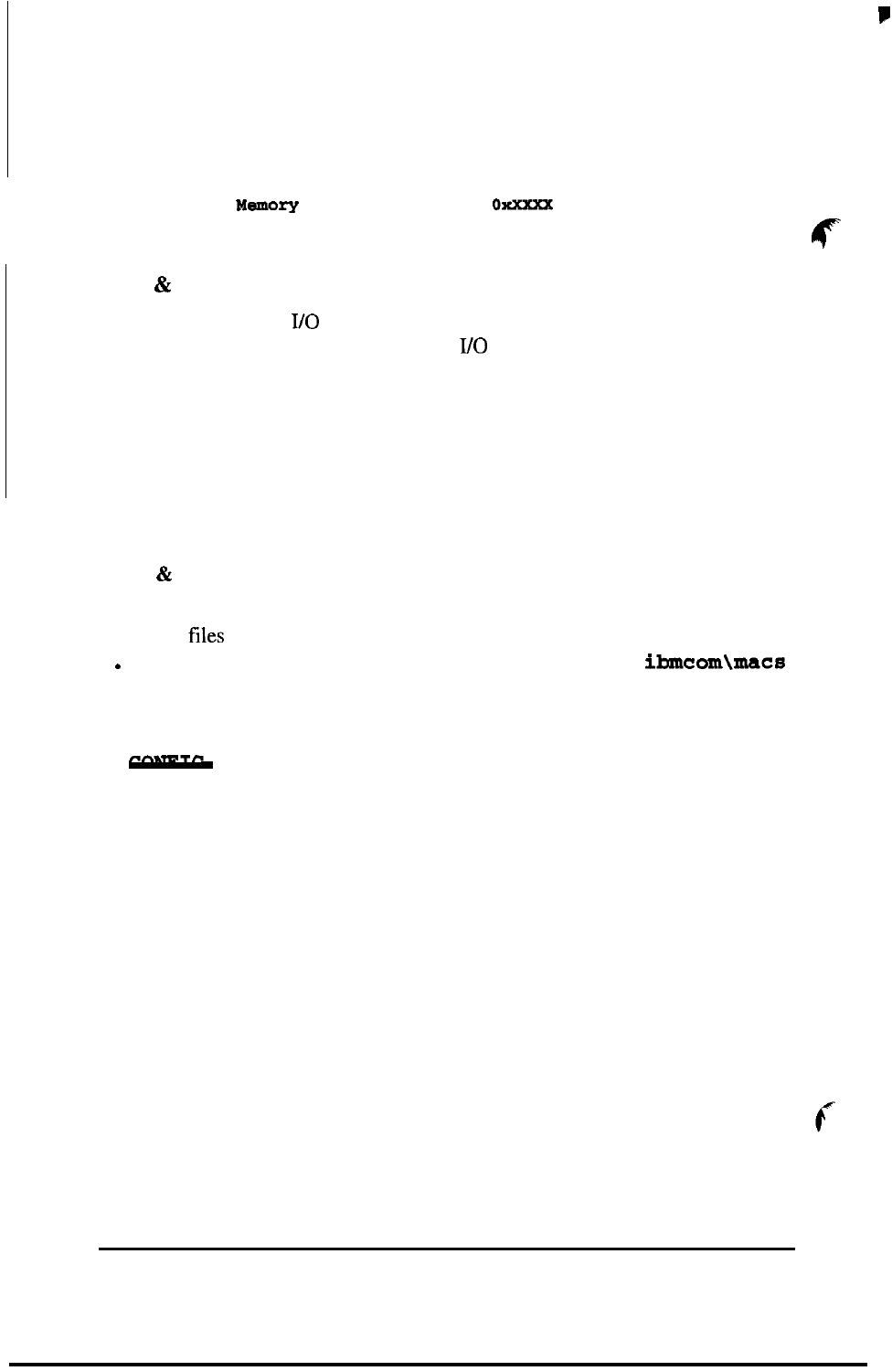Memory 0xXXXX

&

I/O

I/O

&

files

- ibmcom\macs

CONFIG